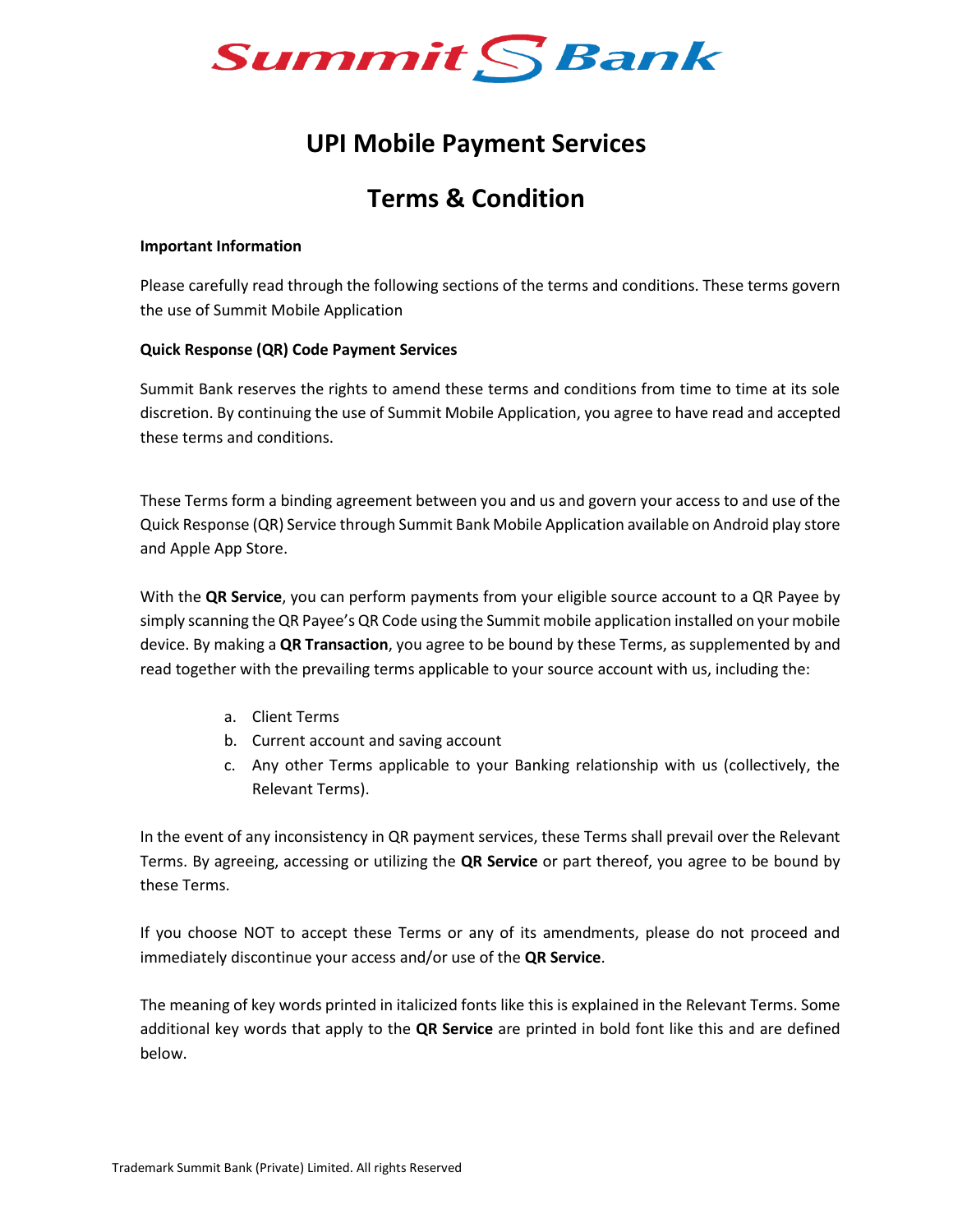# UPI Mobile Payment Services

# Terms & Condition

**Important Information**

Please carefully read through the following sections of the terms and conditions. These terms govern the use of Summit Mobile Application

**Quick Response (QR) Code Payment Services**

Summit Bank reserves the rights to amend these terms and conditions from time to time at its sole discretion. By continuing the use of Summit Mobile Application, you agree to have read and accepted these terms and conditions.

These Terms form a binding agreement between you and us and govern your access to and use of the Quick Response (QR) Service through Summit Bank Mobile Application available on Android play store and Apple App Store.

With the **QR Service**, you can perform payments from your eligible source account to a QR Payee by simply scanning the QR Payee's QR Code using the Summit mobile application installed on your mobile device. By making a **QR Transaction**, you agree to be bound by these Terms, as supplemented by and read together with the prevailing terms applicable to your source account with us, including the:

a. Client Terms
b. Current account and saving account
c. Any other Terms applicable to your Banking relationship with us (collectively, the Relevant Terms).

In the event of any inconsistency in QR payment services, these Terms shall prevail over the Relevant Terms. By agreeing, accessing or utilizing the **QR Service** or part thereof, you agree to be bound by these Terms.

If you choose NOT to accept these Terms or any of its amendments, please do not proceed and immediately discontinue your access and/or use of the **QR Service**.

The meaning of key words printed in italicized fonts like this is explained in the Relevant Terms. Some additional key words that apply to the **QR Service** are printed in bold font like this and are defined below.

Trademark Summit Bank (Private) Limited. All rights Reserved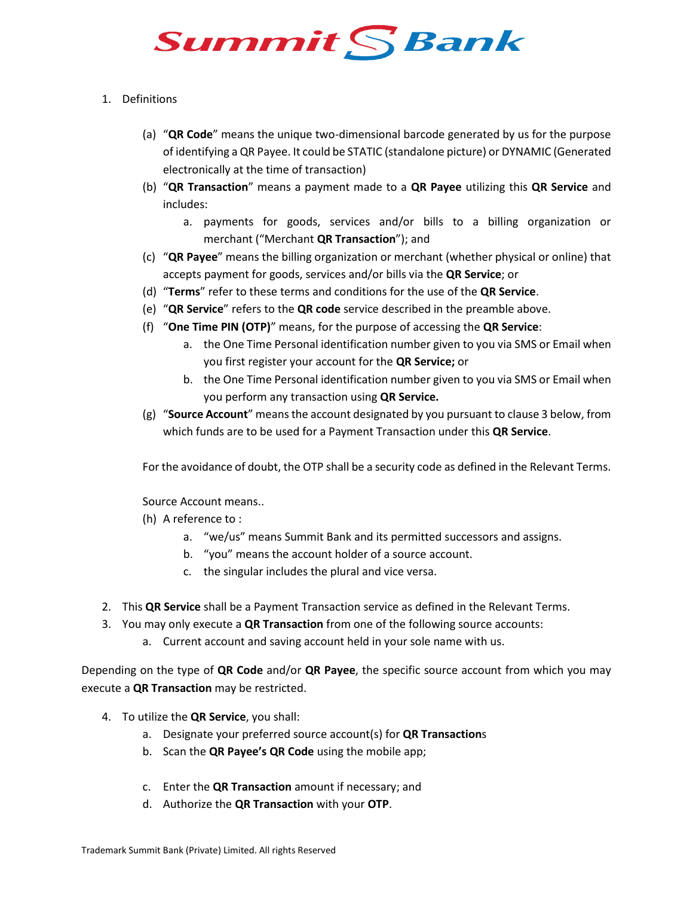Summit Bank

1. Definitions

   (a) "**QR Code**" means the unique two-dimensional barcode generated by us for the purpose of identifying a QR Payee. It could be STATIC (standalone picture) or DYNAMIC (Generated electronically at the time of transaction)

   (b) "**QR Transaction**" means a payment made to a **QR Payee** utilizing this **QR Service** and includes:

      a. payments for goods, services and/or bills to a billing organization or merchant ("Merchant **QR Transaction**"); and

   (c) "**QR Payee**" means the billing organization or merchant (whether physical or online) that accepts payment for goods, services and/or bills via the **QR Service**; or

   (d) "**Terms**" refer to these terms and conditions for the use of the **QR Service**.

   (e) "**QR Service**" refers to the **QR code** service described in the preamble above.

   (f) "**One Time PIN (OTP)**" means, for the purpose of accessing the **QR Service**:

      a. the One Time Personal identification number given to you via SMS or Email when you first register your account for the **QR Service;** or

      b. the One Time Personal identification number given to you via SMS or Email when you perform any transaction using **QR Service.**

   (g) "**Source Account**" means the account designated by you pursuant to clause 3 below, from which funds are to be used for a Payment Transaction under this **QR Service**.

   For the avoidance of doubt, the OTP shall be a security code as defined in the Relevant Terms.

   Source Account means..

   (h) A reference to :

      a. "we/us" means Summit Bank and its permitted successors and assigns.

      b. "you" means the account holder of a source account.

      c. the singular includes the plural and vice versa.

2. This **QR Service** shall be a Payment Transaction service as defined in the Relevant Terms.

3. You may only execute a **QR Transaction** from one of the following source accounts:

   a. Current account and saving account held in your sole name with us.

Depending on the type of **QR Code** and/or **QR Payee**, the specific source account from which you may execute a **QR Transaction** may be restricted.

4. To utilize the **QR Service**, you shall:

   a. Designate your preferred source account(s) for **QR Transaction**s

   b. Scan the **QR Payee's QR Code** using the mobile app;

   c. Enter the **QR Transaction** amount if necessary; and

   d. Authorize the **QR Transaction** with your **OTP**.

Trademark Summit Bank (Private) Limited. All rights Reserved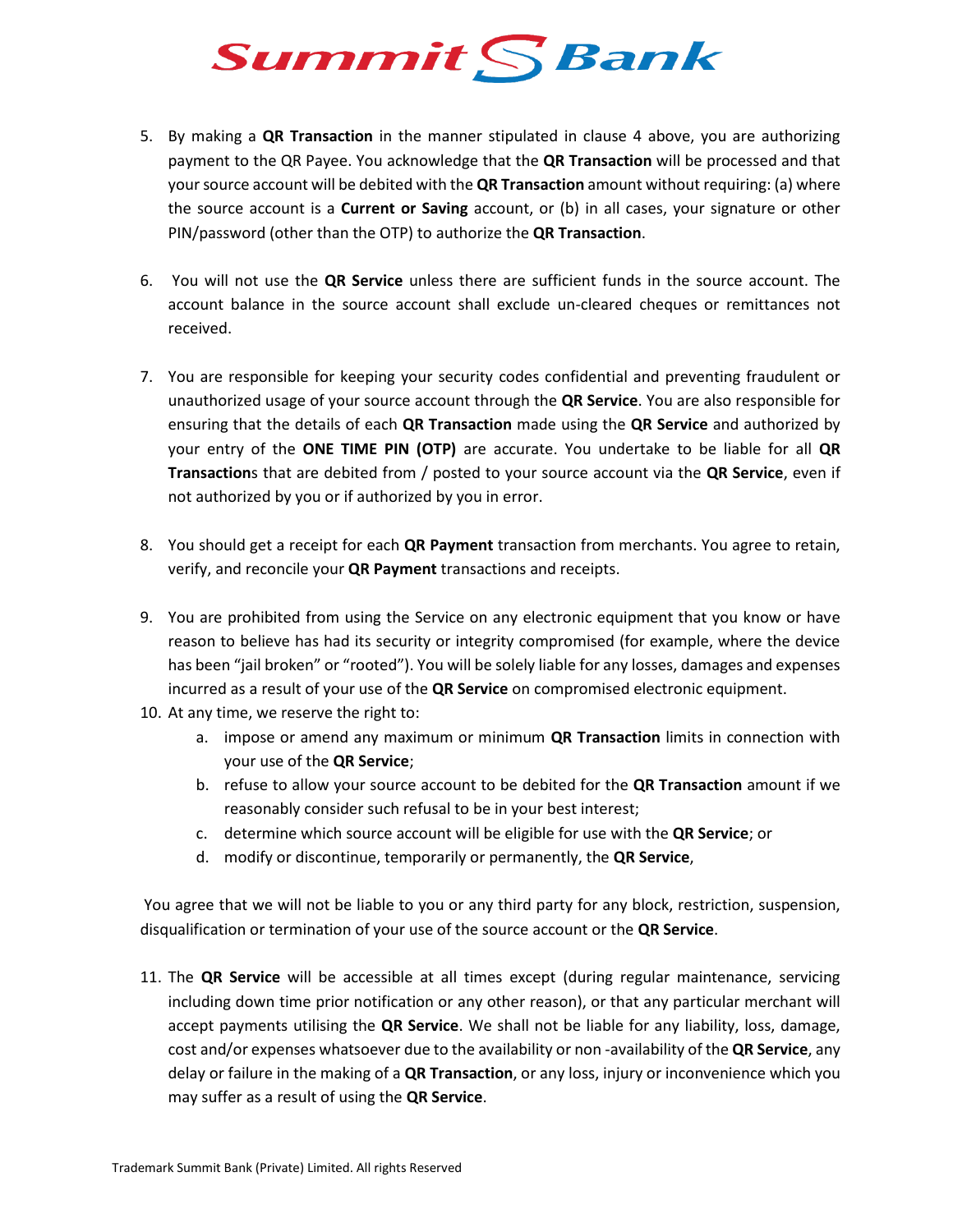5. By making a **QR Transaction** in the manner stipulated in clause 4 above, you are authorizing payment to the QR Payee. You acknowledge that the **QR Transaction** will be processed and that your source account will be debited with the **QR Transaction** amount without requiring: (a) where the source account is a **Current or Saving** account, or (b) in all cases, your signature or other PIN/password (other than the OTP) to authorize the **QR Transaction**.

6. You will not use the **QR Service** unless there are sufficient funds in the source account. The account balance in the source account shall exclude un-cleared cheques or remittances not received.

7. You are responsible for keeping your security codes confidential and preventing fraudulent or unauthorized usage of your source account through the **QR Service**. You are also responsible for ensuring that the details of each **QR Transaction** made using the **QR Service** and authorized by your entry of the **ONE TIME PIN (OTP)** are accurate. You undertake to be liable for all **QR Transaction**s that are debited from / posted to your source account via the **QR Service**, even if not authorized by you or if authorized by you in error.

8. You should get a receipt for each **QR Payment** transaction from merchants. You agree to retain, verify, and reconcile your **QR Payment** transactions and receipts.

9. You are prohibited from using the Service on any electronic equipment that you know or have reason to believe has had its security or integrity compromised (for example, where the device has been "jail broken" or "rooted"). You will be solely liable for any losses, damages and expenses incurred as a result of your use of the **QR Service** on compromised electronic equipment.

10. At any time, we reserve the right to:
    a. impose or amend any maximum or minimum **QR Transaction** limits in connection with your use of the **QR Service**;
    b. refuse to allow your source account to be debited for the **QR Transaction** amount if we reasonably consider such refusal to be in your best interest;
    c. determine which source account will be eligible for use with the **QR Service**; or
    d. modify or discontinue, temporarily or permanently, the **QR Service**,

You agree that we will not be liable to you or any third party for any block, restriction, suspension, disqualification or termination of your use of the source account or the **QR Service**.

11. The **QR Service** will be accessible at all times except (during regular maintenance, servicing including down time prior notification or any other reason), or that any particular merchant will accept payments utilising the **QR Service**. We shall not be liable for any liability, loss, damage, cost and/or expenses whatsoever due to the availability or non -availability of the **QR Service**, any delay or failure in the making of a **QR Transaction**, or any loss, injury or inconvenience which you may suffer as a result of using the **QR Service**.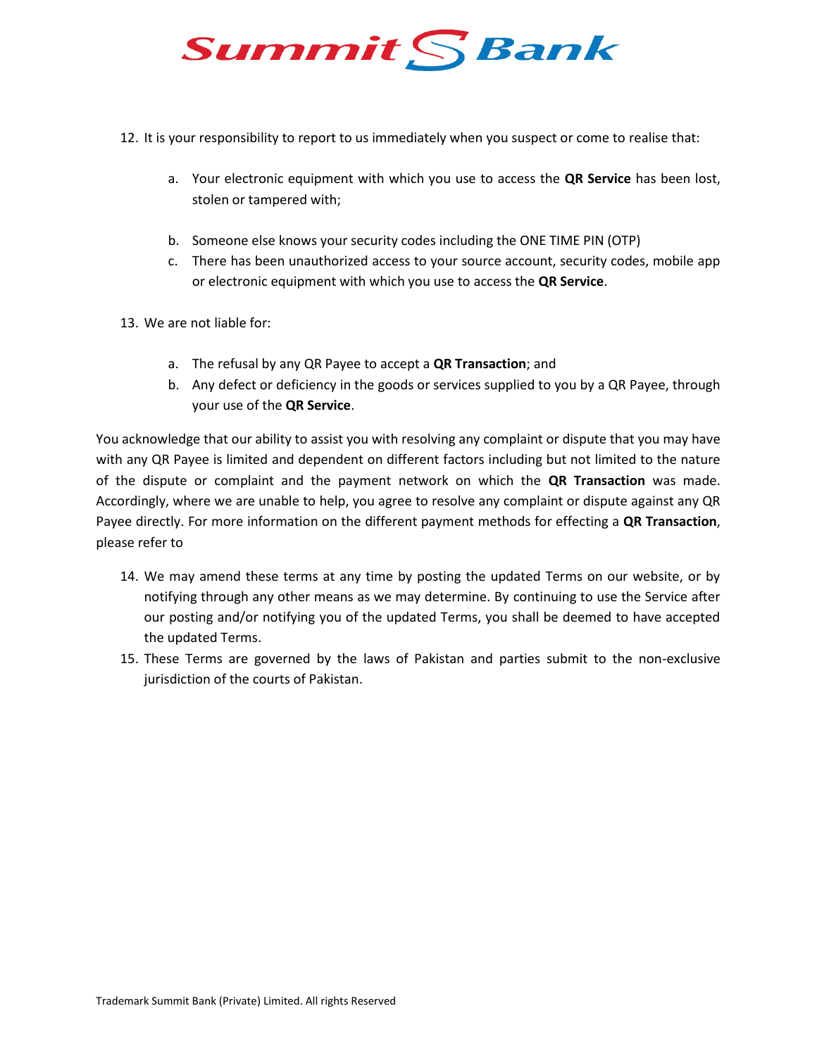12. It is your responsibility to report to us immediately when you suspect or come to realise that:

    a. Your electronic equipment with which you use to access the **QR Service** has been lost, stolen or tampered with;

    b. Someone else knows your security codes including the ONE TIME PIN (OTP)
    c. There has been unauthorized access to your source account, security codes, mobile app or electronic equipment with which you use to access the **QR Service**.

13. We are not liable for:

    a. The refusal by any QR Payee to accept a **QR Transaction**; and
    b. Any defect or deficiency in the goods or services supplied to you by a QR Payee, through your use of the **QR Service**.

You acknowledge that our ability to assist you with resolving any complaint or dispute that you may have with any QR Payee is limited and dependent on different factors including but not limited to the nature of the dispute or complaint and the payment network on which the **QR Transaction** was made. Accordingly, where we are unable to help, you agree to resolve any complaint or dispute against any QR Payee directly. For more information on the different payment methods for effecting a **QR Transaction**, please refer to

14. We may amend these terms at any time by posting the updated Terms on our website, or by notifying through any other means as we may determine. By continuing to use the Service after our posting and/or notifying you of the updated Terms, you shall be deemed to have accepted the updated Terms.
15. These Terms are governed by the laws of Pakistan and parties submit to the non-exclusive jurisdiction of the courts of Pakistan.